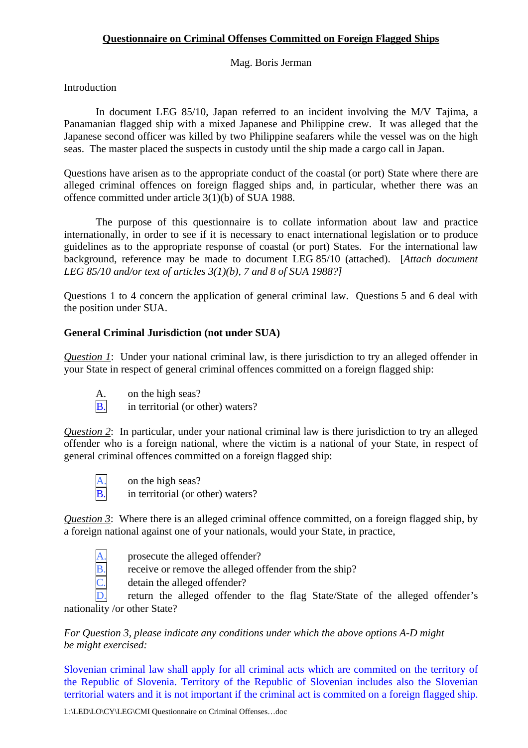**Questionnaire on Criminal Offenses Committed on Foreign Flagged Ships**

Mag. Boris Jerman

Introduction

In document LEG 85/10, Japan referred to an incident involving the M/V Tajima, a Panamanian flagged ship with a mixed Japanese and Philippine crew. It was alleged that the Japanese second officer was killed by two Philippine seafarers while the vessel was on the high seas. The master placed the suspects in custody until the ship made a cargo call in Japan.

Questions have arisen as to the appropriate conduct of the coastal (or port) State where there are alleged criminal offences on foreign flagged ships and, in particular, whether there was an offence committed under article 3(1)(b) of SUA 1988.

The purpose of this questionnaire is to collate information about law and practice internationally, in order to see if it is necessary to enact international legislation or to produce guidelines as to the appropriate response of coastal (or port) States. For the international law background, reference may be made to document LEG 85/10 (attached). [*Attach document LEG 85/10 and/or text of articles 3(1)(b), 7 and 8 of SUA 1988?]*

Questions 1 to 4 concern the application of general criminal law. Questions 5 and 6 deal with the position under SUA.

**General Criminal Jurisdiction (not under SUA)**

*Question 1*: Under your national criminal law, is there jurisdiction to try an alleged offender in your State in respect of general criminal offences committed on a foreign flagged ship:

A. on the high seas?
[B.] in territorial (or other) waters?

*Question 2*: In particular, under your national criminal law is there jurisdiction to try an alleged offender who is a foreign national, where the victim is a national of your State, in respect of general criminal offences committed on a foreign flagged ship:

[A.] on the high seas?
[B.] in territorial (or other) waters?

*Question 3*: Where there is an alleged criminal offence committed, on a foreign flagged ship, by a foreign national against one of your nationals, would your State, in practice,

[A.] prosecute the alleged offender?
[B.] receive or remove the alleged offender from the ship?
[C.] detain the alleged offender?
[D.] return the alleged offender to the flag State/State of the alleged offender's nationality /or other State?

*For Question 3, please indicate any conditions under which the above options A-D might be might exercised:*

Slovenian criminal law shall apply for all criminal acts which are commited on the territory of the Republic of Slovenia. Territory of the Republic of Slovenian includes also the Slovenian territorial waters and it is not important if the criminal act is commited on a foreign flagged ship.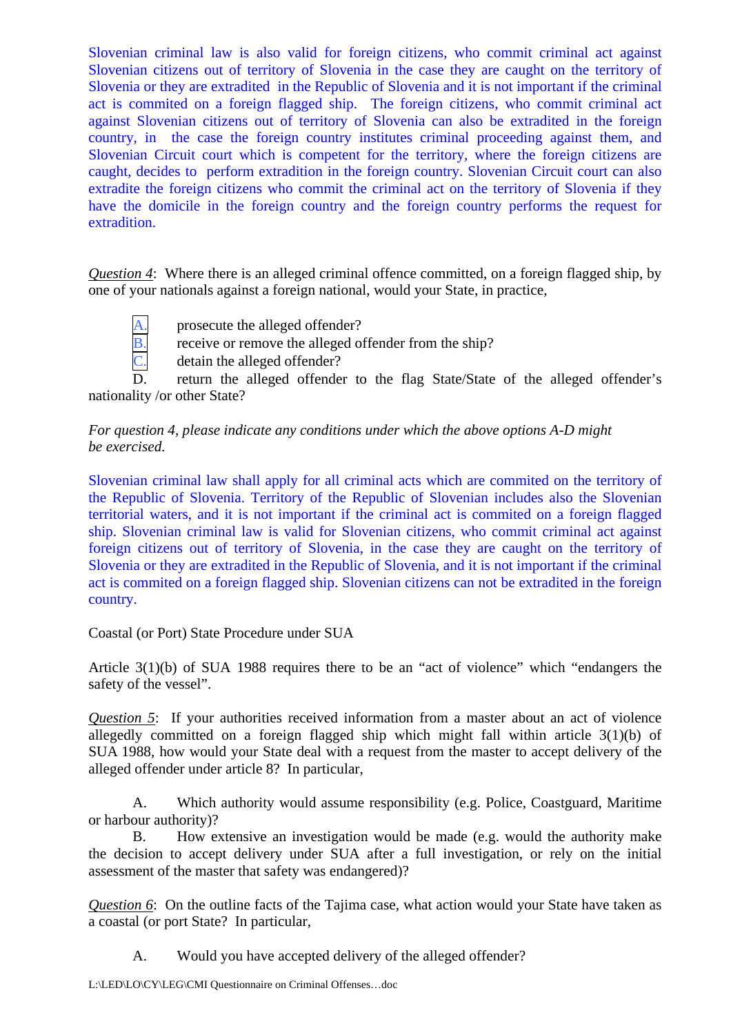Slovenian criminal law is also valid for foreign citizens, who commit criminal act against Slovenian citizens out of territory of Slovenia in the case they are caught on the territory of Slovenia or they are extradited in the Republic of Slovenia and it is not important if the criminal act is commited on a foreign flagged ship. The foreign citizens, who commit criminal act against Slovenian citizens out of territory of Slovenia can also be extradited in the foreign country, in the case the foreign country institutes criminal proceeding against them, and Slovenian Circuit court which is competent for the territory, where the foreign citizens are caught, decides to perform extradition in the foreign country. Slovenian Circuit court can also extradite the foreign citizens who commit the criminal act on the territory of Slovenia if they have the domicile in the foreign country and the foreign country performs the request for extradition.

*Question 4*: Where there is an alleged criminal offence committed, on a foreign flagged ship, by one of your nationals against a foreign national, would your State, in practice,

A. prosecute the alleged offender?
B. receive or remove the alleged offender from the ship?
C. detain the alleged offender?
D. return the alleged offender to the flag State/State of the alleged offender's nationality /or other State?

*For question 4, please indicate any conditions under which the above options A-D might be exercised.*

Slovenian criminal law shall apply for all criminal acts which are commited on the territory of the Republic of Slovenia. Territory of the Republic of Slovenian includes also the Slovenian territorial waters, and it is not important if the criminal act is commited on a foreign flagged ship. Slovenian criminal law is valid for Slovenian citizens, who commit criminal act against foreign citizens out of territory of Slovenia, in the case they are caught on the territory of Slovenia or they are extradited in the Republic of Slovenia, and it is not important if the criminal act is commited on a foreign flagged ship. Slovenian citizens can not be extradited in the foreign country.

Coastal (or Port) State Procedure under SUA

Article 3(1)(b) of SUA 1988 requires there to be an "act of violence" which "endangers the safety of the vessel".

*Question 5*: If your authorities received information from a master about an act of violence allegedly committed on a foreign flagged ship which might fall within article 3(1)(b) of SUA 1988, how would your State deal with a request from the master to accept delivery of the alleged offender under article 8? In particular,

A. Which authority would assume responsibility (e.g. Police, Coastguard, Maritime or harbour authority)?
B. How extensive an investigation would be made (e.g. would the authority make the decision to accept delivery under SUA after a full investigation, or rely on the initial assessment of the master that safety was endangered)?

*Question 6*: On the outline facts of the Tajima case, what action would your State have taken as a coastal (or port State? In particular,

A. Would you have accepted delivery of the alleged offender?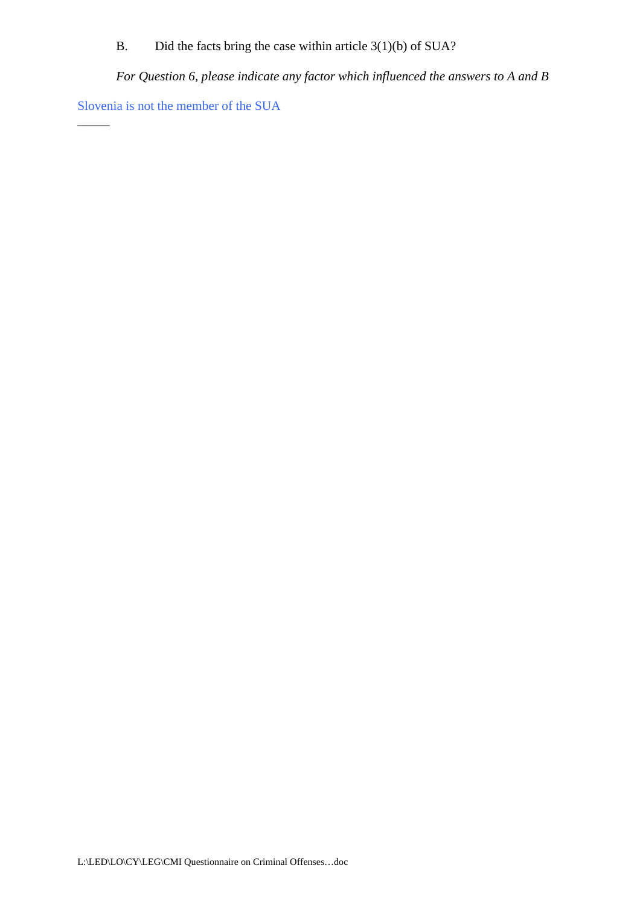B. Did the facts bring the case within article 3(1)(b) of SUA?

*For Question 6, please indicate any factor which influenced the answers to A and B*

Slovenia is not the member of the SUA

L:\LED\LO\CY\LEG\CMI Questionnaire on Criminal Offenses…doc